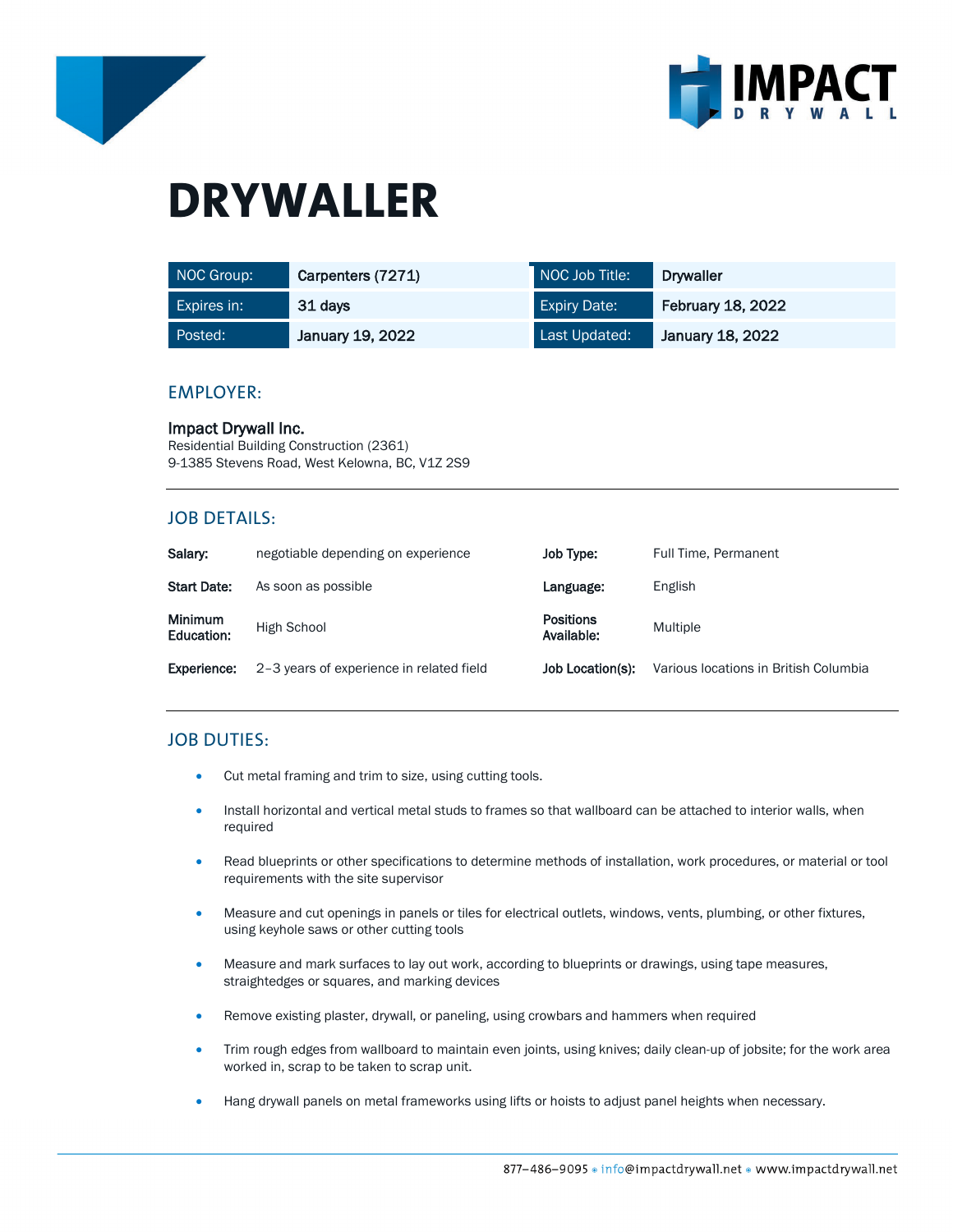# DRYWALLER

| NOC Group: | Carpenters (7271) | NOC Job Title: | Drywaller |
|---|---|---|---|
| Expires in: | 31 days | Expiry Date: | February 18, 2022 |
| Posted: | January 19, 2022 | Last Updated: | January 18, 2022 |

## EMPLOYER:

**Impact Drywall Inc.**
Residential Building Construction (2361)
9-1385 Stevens Road, West Kelowna, BC, V1Z 2S9

## JOB DETAILS:

| | | | |
|---|---|---|---|
| **Salary:** | negotiable depending on experience | **Job Type:** | Full Time, Permanent |
| **Start Date:** | As soon as possible | **Language:** | English |
| **Minimum Education:** | High School | **Positions Available:** | Multiple |
| **Experience:** | 2–3 years of experience in related field | **Job Location(s):** | Various locations in British Columbia |

## JOB DUTIES:

- Cut metal framing and trim to size, using cutting tools.
- Install horizontal and vertical metal studs to frames so that wallboard can be attached to interior walls, when required
- Read blueprints or other specifications to determine methods of installation, work procedures, or material or tool requirements with the site supervisor
- Measure and cut openings in panels or tiles for electrical outlets, windows, vents, plumbing, or other fixtures, using keyhole saws or other cutting tools
- Measure and mark surfaces to lay out work, according to blueprints or drawings, using tape measures, straightedges or squares, and marking devices
- Remove existing plaster, drywall, or paneling, using crowbars and hammers when required
- Trim rough edges from wallboard to maintain even joints, using knives; daily clean-up of jobsite; for the work area worked in, scrap to be taken to scrap unit.
- Hang drywall panels on metal frameworks using lifts or hoists to adjust panel heights when necessary.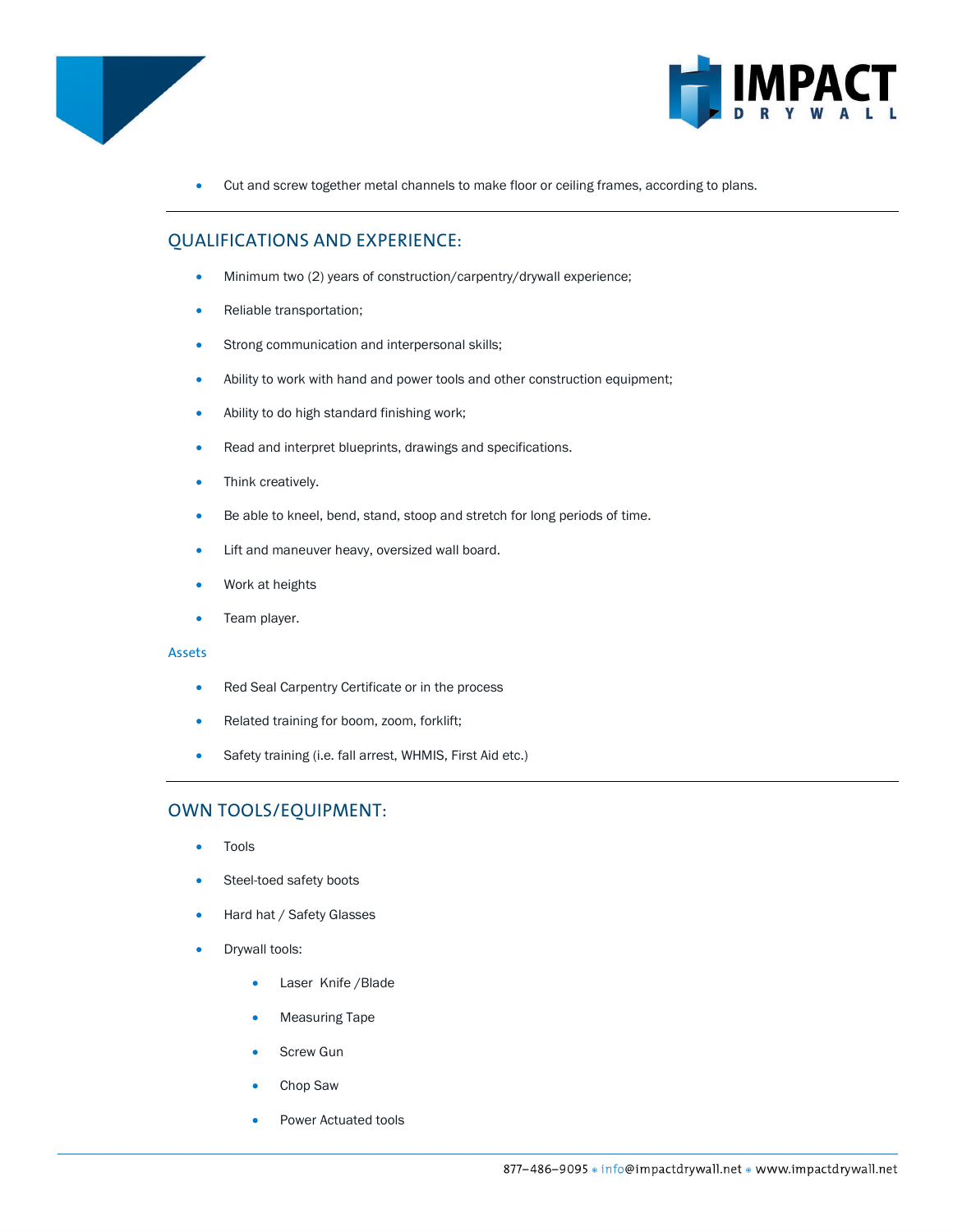- Cut and screw together metal channels to make floor or ceiling frames, according to plans.

---

## QUALIFICATIONS AND EXPERIENCE:

- Minimum two (2) years of construction/carpentry/drywall experience;
- Reliable transportation;
- Strong communication and interpersonal skills;
- Ability to work with hand and power tools and other construction equipment;
- Ability to do high standard finishing work;
- Read and interpret blueprints, drawings and specifications.
- Think creatively.
- Be able to kneel, bend, stand, stoop and stretch for long periods of time.
- Lift and maneuver heavy, oversized wall board.
- Work at heights
- Team player.

### Assets

- Red Seal Carpentry Certificate or in the process
- Related training for boom, zoom, forklift;
- Safety training (i.e. fall arrest, WHMIS, First Aid etc.)

---

## OWN TOOLS/EQUIPMENT:

- Tools
- Steel-toed safety boots
- Hard hat / Safety Glasses
- Drywall tools:
  - Laser Knife /Blade
  - Measuring Tape
  - Screw Gun
  - Chop Saw
  - Power Actuated tools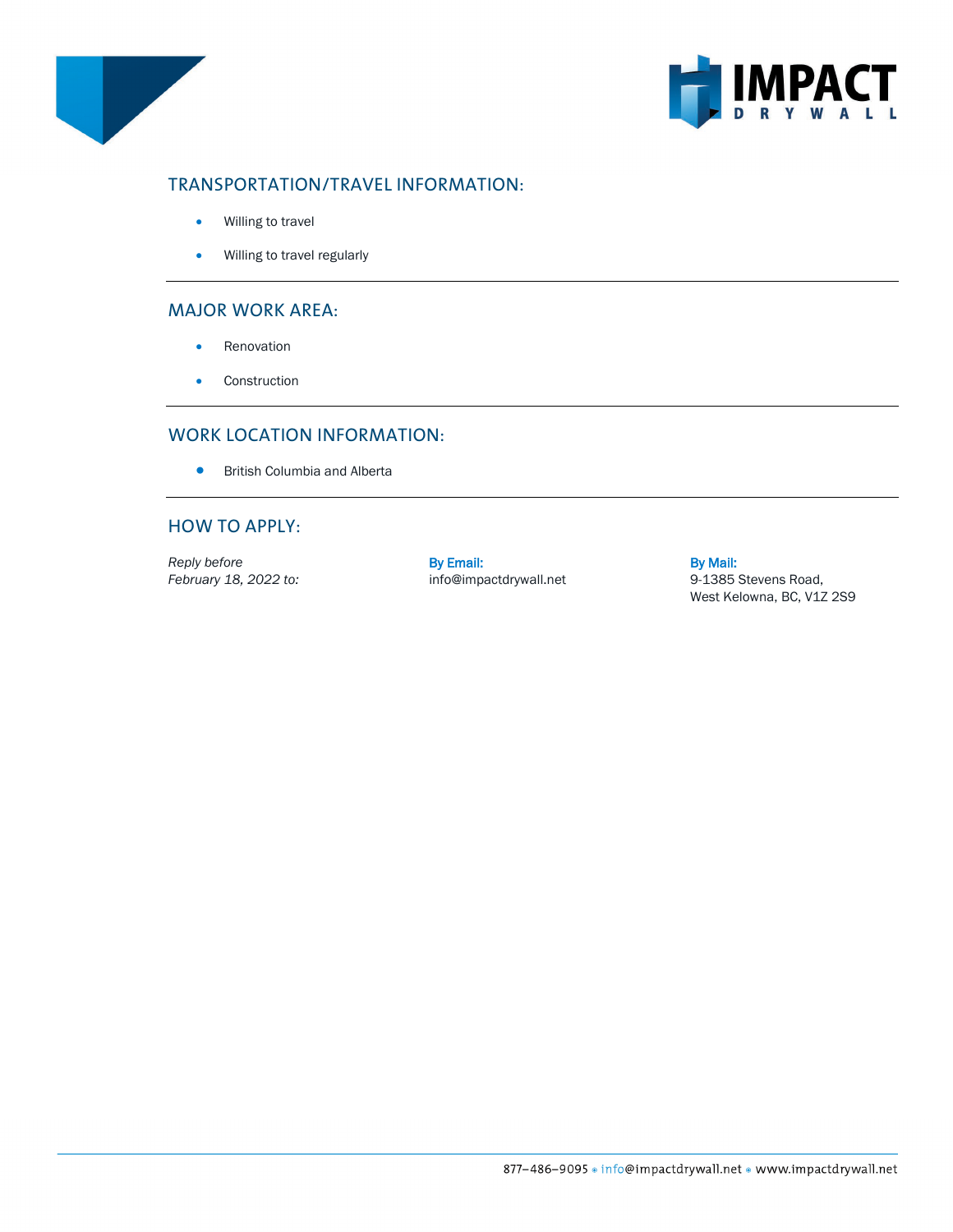## TRANSPORTATION/TRAVEL INFORMATION:

- Willing to travel
- Willing to travel regularly

---

## MAJOR WORK AREA:

- Renovation
- Construction

---

## WORK LOCATION INFORMATION:

- British Columbia and Alberta

---

## HOW TO APPLY:

*Reply before February 18, 2022 to:*

**By Email:**
info@impactdrywall.net

**By Mail:**
9-1385 Stevens Road,
West Kelowna, BC, V1Z 2S9